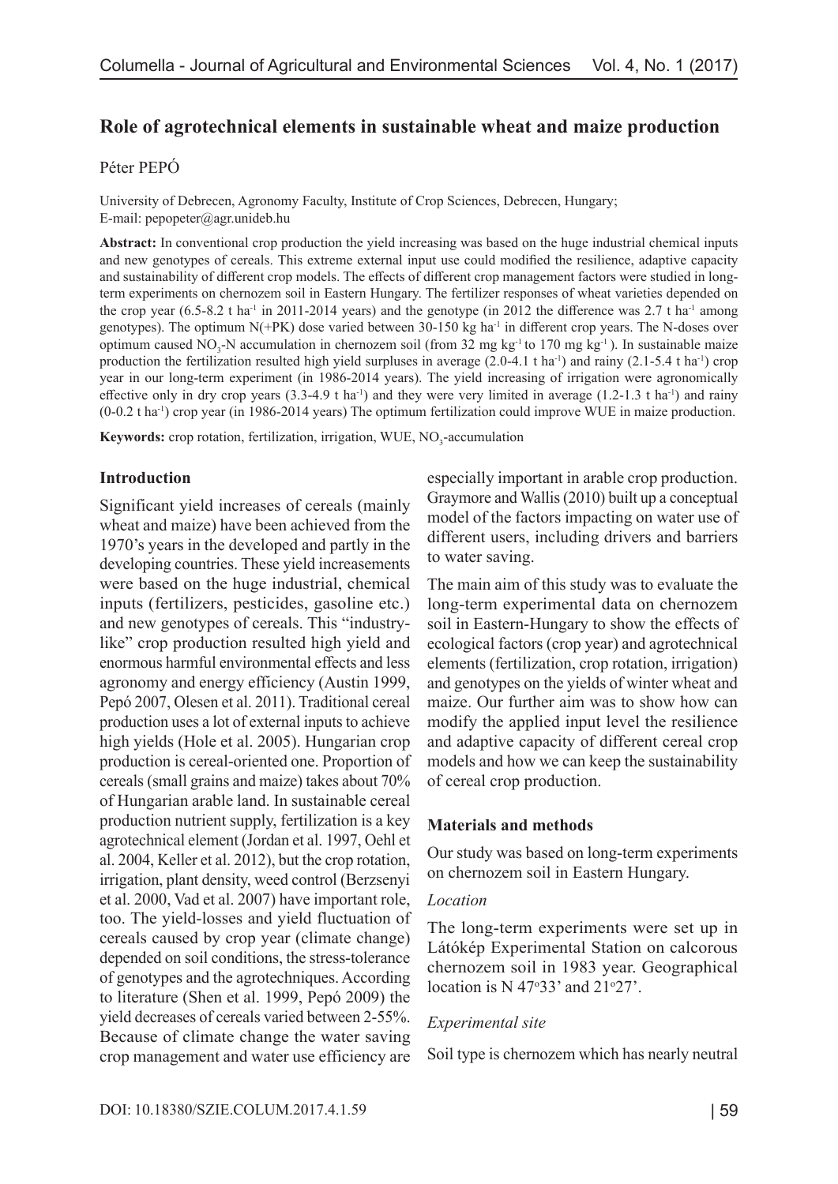# Role of agrotechnical elements in sustainable wheat and maize production

Péter PEPÓ

University of Debrecen, Agronomy Faculty, Institute of Crop Sciences, Debrecen, Hungary;
E-mail: pepopeter@agr.unideb.hu

**Abstract:** In conventional crop production the yield increasing was based on the huge industrial chemical inputs and new genotypes of cereals. This extreme external input use could modified the resilience, adaptive capacity and sustainability of different crop models. The effects of different crop management factors were studied in long-term experiments on chernozem soil in Eastern Hungary. The fertilizer responses of wheat varieties depended on the crop year (6.5-8.2 t ha$^{-1}$ in 2011-2014 years) and the genotype (in 2012 the difference was 2.7 t ha$^{-1}$ among genotypes). The optimum N(+PK) dose varied between 30-150 kg ha$^{-1}$ in different crop years. The N-doses over optimum caused $NO_3$-N accumulation in chernozem soil (from 32 mg kg$^{-1}$ to 170 mg kg$^{-1}$ ). In sustainable maize production the fertilization resulted high yield surpluses in average (2.0-4.1 t ha$^{-1}$) and rainy (2.1-5.4 t ha$^{-1}$) crop year in our long-term experiment (in 1986-2014 years). The yield increasing of irrigation were agronomically effective only in dry crop years (3.3-4.9 t ha$^{-1}$) and they were very limited in average (1.2-1.3 t ha$^{-1}$) and rainy (0-0.2 t ha$^{-1}$) crop year (in 1986-2014 years) The optimum fertilization could improve WUE in maize production.

**Keywords:** crop rotation, fertilization, irrigation, WUE, $NO_3$-accumulation

## Introduction

Significant yield increases of cereals (mainly wheat and maize) have been achieved from the 1970's years in the developed and partly in the developing countries. These yield increasements were based on the huge industrial, chemical inputs (fertilizers, pesticides, gasoline etc.) and new genotypes of cereals. This "industry-like" crop production resulted high yield and enormous harmful environmental effects and less agronomy and energy efficiency (Austin 1999, Pepó 2007, Olesen et al. 2011). Traditional cereal production uses a lot of external inputs to achieve high yields (Hole et al. 2005). Hungarian crop production is cereal-oriented one. Proportion of cereals (small grains and maize) takes about 70% of Hungarian arable land. In sustainable cereal production nutrient supply, fertilization is a key agrotechnical element (Jordan et al. 1997, Oehl et al. 2004, Keller et al. 2012), but the crop rotation, irrigation, plant density, weed control (Berzsenyi et al. 2000, Vad et al. 2007) have important role, too. The yield-losses and yield fluctuation of cereals caused by crop year (climate change) depended on soil conditions, the stress-tolerance of genotypes and the agrotechniques. According to literature (Shen et al. 1999, Pepó 2009) the yield decreases of cereals varied between 2-55%. Because of climate change the water saving crop management and water use efficiency are especially important in arable crop production. Graymore and Wallis (2010) built up a conceptual model of the factors impacting on water use of different users, including drivers and barriers to water saving.

The main aim of this study was to evaluate the long-term experimental data on chernozem soil in Eastern-Hungary to show the effects of ecological factors (crop year) and agrotechnical elements (fertilization, crop rotation, irrigation) and genotypes on the yields of winter wheat and maize. Our further aim was to show how can modify the applied input level the resilience and adaptive capacity of different cereal crop models and how we can keep the sustainability of cereal crop production.

## Materials and methods

Our study was based on long-term experiments on chernozem soil in Eastern Hungary.

*Location*

The long-term experiments were set up in Látókép Experimental Station on calcorous chernozem soil in 1983 year. Geographical location is N 47$^{o}$33' and 21$^{o}$27'.

*Experimental site*

Soil type is chernozem which has nearly neutral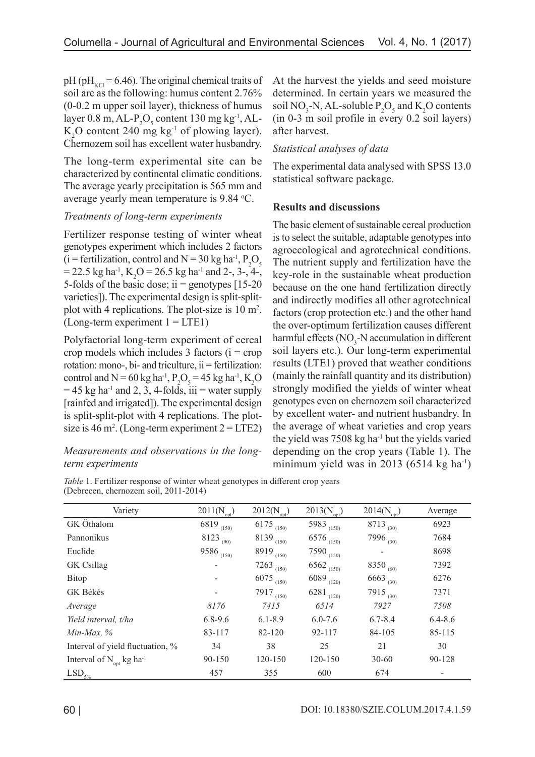pH ($pH_{KCl}$ = 6.46). The original chemical traits of soil are as the following: humus content 2.76% (0-0.2 m upper soil layer), thickness of humus layer 0.8 m, AL-$P_2O_5$ content 130 mg kg$^{-1}$, AL-$K_2O$ content 240 mg kg$^{-1}$ of plowing layer). Chernozem soil has excellent water husbandry.

The long-term experimental site can be characterized by continental climatic conditions. The average yearly precipitation is 565 mm and average yearly mean temperature is 9.84 °C.

*Treatments of long-term experiments*

Fertilizer response testing of winter wheat genotypes experiment which includes 2 factors (i = fertilization, control and N = 30 kg ha$^{-1}$, $P_2O_5$ = 22.5 kg ha$^{-1}$, $K_2O$ = 26.5 kg ha$^{-1}$ and 2-, 3-, 4-, 5-folds of the basic dose; ii = genotypes [15-20 varieties]). The experimental design is split-split-plot with 4 replications. The plot-size is 10 m$^2$. (Long-term experiment 1 = LTE1)

Polyfactorial long-term experiment of cereal crop models which includes 3 factors (i = crop rotation: mono-, bi- and triculture, ii = fertilization: control and N = 60 kg ha$^{-1}$, $P_2O_5$ = 45 kg ha$^{-1}$, $K_2O$ = 45 kg ha$^{-1}$ and 2, 3, 4-folds, iii = water supply [rainfed and irrigated]). The experimental design is split-split-plot with 4 replications. The plot-size is 46 m$^2$. (Long-term experiment 2 = LTE2)

*Measurements and observations in the long-term experiments*

At the harvest the yields and seed moisture determined. In certain years we measured the soil $NO_3$-N, AL-soluble $P_2O_5$ and $K_2O$ contents (in 0-3 m soil profile in every 0.2 soil layers) after harvest.

*Statistical analyses of data*

The experimental data analysed with SPSS 13.0 statistical software package.

**Results and discussions**

The basic element of sustainable cereal production is to select the suitable, adaptable genotypes into agroecological and agrotechnical conditions. The nutrient supply and fertilization have the key-role in the sustainable wheat production because on the one hand fertilization directly and indirectly modifies all other agrotechnical factors (crop protection etc.) and the other hand the over-optimum fertilization causes different harmful effects ($NO_3$-N accumulation in different soil layers etc.). Our long-term experimental results (LTE1) proved that weather conditions (mainly the rainfall quantity and its distribution) strongly modified the yields of winter wheat genotypes even on chernozem soil characterized by excellent water- and nutrient husbandry. In the average of wheat varieties and crop years the yield was 7508 kg ha$^{-1}$ but the yields varied depending on the crop years (Table 1). The minimum yield was in 2013 (6514 kg ha$^{-1}$)

*Table* 1. Fertilizer response of winter wheat genotypes in different crop years (Debrecen, chernozem soil, 2011-2014)

| Variety | 2011($N_{opt}$) | 2012($N_{opt}$) | 2013($N_{opt}$) | 2014($N_{opt}$) | Average |
|---|---|---|---|---|---|
| GK Öthalom | 6819 $_{(150)}$ | 6175 $_{(150)}$ | 5983 $_{(150)}$ | 8713 $_{(30)}$ | 6923 |
| Pannonikus | 8123 $_{(90)}$ | 8139 $_{(150)}$ | 6576 $_{(150)}$ | 7996 $_{(30)}$ | 7684 |
| Euclide | 9586 $_{(150)}$ | 8919 $_{(150)}$ | 7590 $_{(150)}$ | - | 8698 |
| GK Csillag | - | 7263 $_{(150)}$ | 6562 $_{(150)}$ | 8350 $_{(60)}$ | 7392 |
| Bitop | - | 6075 $_{(150)}$ | 6089 $_{(120)}$ | 6663 $_{(30)}$ | 6276 |
| GK Békés | - | 7917 $_{(150)}$ | 6281 $_{(120)}$ | 7915 $_{(30)}$ | 7371 |
| *Average* | *8176* | *7415* | *6514* | *7927* | *7508* |
| *Yield interval, t/ha* | 6.8-9.6 | 6.1-8.9 | 6.0-7.6 | 6.7-8.4 | 6.4-8.6 |
| *Min-Max, %* | 83-117 | 82-120 | 92-117 | 84-105 | 85-115 |
| Interval of yield fluctuation, % | 34 | 38 | 25 | 21 | 30 |
| Interval of $N_{opt}$ kg ha$^{-1}$ | 90-150 | 120-150 | 120-150 | 30-60 | 90-128 |
| $LSD_{5\%}$ | 457 | 355 | 600 | 674 | - |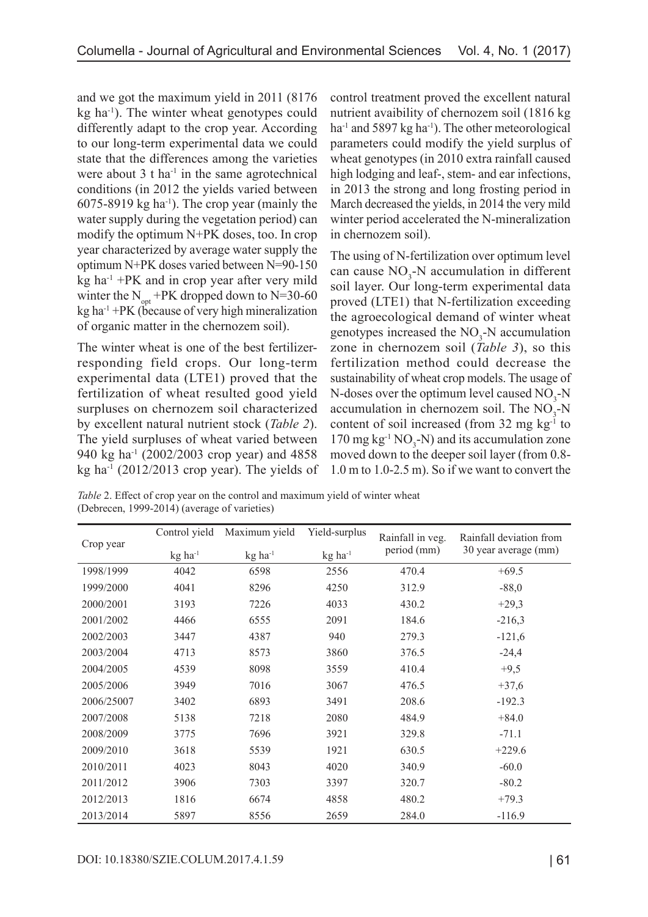and we got the maximum yield in 2011 (8176 kg $ha^{-1}$). The winter wheat genotypes could differently adapt to the crop year. According to our long-term experimental data we could state that the differences among the varieties were about 3 t $ha^{-1}$ in the same agrotechnical conditions (in 2012 the yields varied between 6075-8919 kg $ha^{-1}$). The crop year (mainly the water supply during the vegetation period) can modify the optimum N+PK doses, too. In crop year characterized by average water supply the optimum N+PK doses varied between N=90-150 kg $ha^{-1}$ +PK and in crop year after very mild winter the $N_{opt}$ +PK dropped down to N=30-60 kg $ha^{-1}$ +PK (because of very high mineralization of organic matter in the chernozem soil).

The winter wheat is one of the best fertilizer-responding field crops. Our long-term experimental data (LTE1) proved that the fertilization of wheat resulted good yield surpluses on chernozem soil characterized by excellent natural nutrient stock (*Table 2*). The yield surpluses of wheat varied between 940 kg $ha^{-1}$ (2002/2003 crop year) and 4858 kg $ha^{-1}$ (2012/2013 crop year). The yields of control treatment proved the excellent natural nutrient avaibility of chernozem soil (1816 kg $ha^{-1}$ and 5897 kg $ha^{-1}$). The other meteorological parameters could modify the yield surplus of wheat genotypes (in 2010 extra rainfall caused high lodging and leaf-, stem- and ear infections, in 2013 the strong and long frosting period in March decreased the yields, in 2014 the very mild winter period accelerated the N-mineralization in chernozem soil).

The using of N-fertilization over optimum level can cause $NO_3$-N accumulation in different soil layer. Our long-term experimental data proved (LTE1) that N-fertilization exceeding the agroecological demand of winter wheat genotypes increased the $NO_3$-N accumulation zone in chernozem soil (*Table 3*), so this fertilization method could decrease the sustainability of wheat crop models. The usage of N-doses over the optimum level caused $NO_3$-N accumulation in chernozem soil. The $NO_3$-N content of soil increased (from 32 mg $kg^{-1}$ to 170 mg $kg^{-1}$ $NO_3$-N) and its accumulation zone moved down to the deeper soil layer (from 0.8-1.0 m to 1.0-2.5 m). So if we want to convert the

*Table 2.* Effect of crop year on the control and maximum yield of winter wheat (Debrecen, 1999-2014) (average of varieties)

| Crop year | Control yield kg $ha^{-1}$ | Maximum yield kg $ha^{-1}$ | Yield-surplus kg $ha^{-1}$ | Rainfall in veg. period (mm) | Rainfall deviation from 30 year average (mm) |
|---|---|---|---|---|---|
| 1998/1999 | 4042 | 6598 | 2556 | 470.4 | +69.5 |
| 1999/2000 | 4041 | 8296 | 4250 | 312.9 | -88,0 |
| 2000/2001 | 3193 | 7226 | 4033 | 430.2 | +29,3 |
| 2001/2002 | 4466 | 6555 | 2091 | 184.6 | -216,3 |
| 2002/2003 | 3447 | 4387 | 940 | 279.3 | -121,6 |
| 2003/2004 | 4713 | 8573 | 3860 | 376.5 | -24,4 |
| 2004/2005 | 4539 | 8098 | 3559 | 410.4 | +9,5 |
| 2005/2006 | 3949 | 7016 | 3067 | 476.5 | +37,6 |
| 2006/25007 | 3402 | 6893 | 3491 | 208.6 | -192.3 |
| 2007/2008 | 5138 | 7218 | 2080 | 484.9 | +84.0 |
| 2008/2009 | 3775 | 7696 | 3921 | 329.8 | -71.1 |
| 2009/2010 | 3618 | 5539 | 1921 | 630.5 | +229.6 |
| 2010/2011 | 4023 | 8043 | 4020 | 340.9 | -60.0 |
| 2011/2012 | 3906 | 7303 | 3397 | 320.7 | -80.2 |
| 2012/2013 | 1816 | 6674 | 4858 | 480.2 | +79.3 |
| 2013/2014 | 5897 | 8556 | 2659 | 284.0 | -116.9 |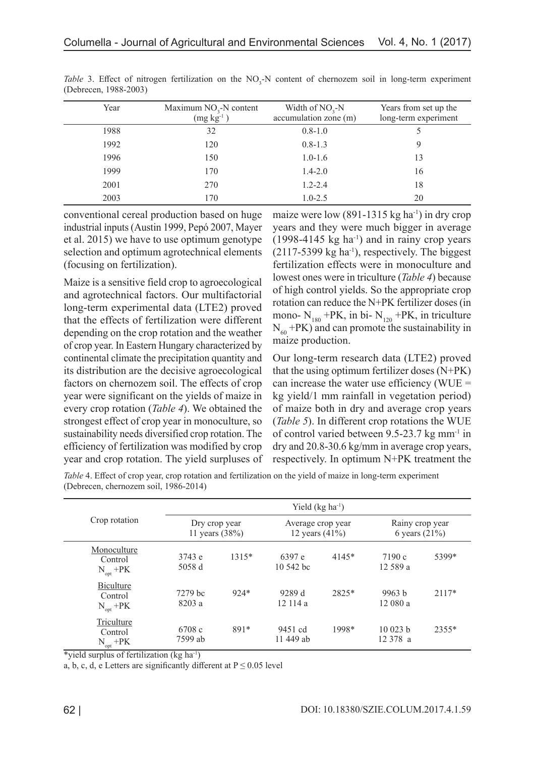*Table* 3. Effect of nitrogen fertilization on the $NO_3$-N content of chernozem soil in long-term experiment (Debrecen, 1988-2003)

| Year | Maximum $NO_3$-N content ($mg\ kg^{-1}$) | Width of $NO_3$-N accumulation zone (m) | Years from set up the long-term experiment |
|---|---|---|---|
| 1988 | 32 | 0.8-1.0 | 5 |
| 1992 | 120 | 0.8-1.3 | 9 |
| 1996 | 150 | 1.0-1.6 | 13 |
| 1999 | 170 | 1.4-2.0 | 16 |
| 2001 | 270 | 1.2-2.4 | 18 |
| 2003 | 170 | 1.0-2.5 | 20 |

conventional cereal production based on huge industrial inputs (Austin 1999, Pepó 2007, Mayer et al. 2015) we have to use optimum genotype selection and optimum agrotechnical elements (focusing on fertilization).

Maize is a sensitive field crop to agroecological and agrotechnical factors. Our multifactorial long-term experimental data (LTE2) proved that the effects of fertilization were different depending on the crop rotation and the weather of crop year. In Eastern Hungary characterized by continental climate the precipitation quantity and its distribution are the decisive agroecological factors on chernozem soil. The effects of crop year were significant on the yields of maize in every crop rotation (*Table 4*). We obtained the strongest effect of crop year in monoculture, so sustainability needs diversified crop rotation. The efficiency of fertilization was modified by crop year and crop rotation. The yield surpluses of maize were low (891-1315 kg $ha^{-1}$) in dry crop years and they were much bigger in average (1998-4145 kg $ha^{-1}$) and in rainy crop years (2117-5399 kg $ha^{-1}$), respectively. The biggest fertilization effects were in monoculture and lowest ones were in triculture (*Table 4*) because of high control yields. So the appropriate crop rotation can reduce the N+PK fertilizer doses (in mono- $N_{180}$ +PK, in bi- $N_{120}$ +PK, in triculture $N_{60}$ +PK) and can promote the sustainability in maize production.

Our long-term research data (LTE2) proved that the using optimum fertilizer doses (N+PK) can increase the water use efficiency (WUE = kg yield/1 mm rainfall in vegetation period) of maize both in dry and average crop years (*Table 5*). In different crop rotations the WUE of control varied between 9.5-23.7 kg $mm^{-1}$ in dry and 20.8-30.6 kg/mm in average crop years, respectively. In optimum N+PK treatment the

*Table* 4. Effect of crop year, crop rotation and fertilization on the yield of maize in long-term experiment (Debrecen, chernozem soil, 1986-2014)

| Crop rotation | Yield (kg $ha^{-1}$) | | | | | |
|---|---|---|---|---|---|---|
| | Dry crop year 11 years (38%) | | Average crop year 12 years (41%) | | Rainy crop year 6 years (21%) | |
| Monoculture | | | | | | |
| Control | 3743 e | 1315* | 6397 e | 4145* | 7190 c | 5399* |
| $N_{opt}$ +PK | 5058 d | | 10 542 bc | | 12 589 a | |
| Biculture | | | | | | |
| Control | 7279 bc | 924* | 9289 d | 2825* | 9963 b | 2117* |
| $N_{opt}$ +PK | 8203 a | | 12 114 a | | 12 080 a | |
| Triculture | | | | | | |
| Control | 6708 c | 891* | 9451 cd | 1998* | 10 023 b | 2355* |
| $N_{opt}$ +PK | 7599 ab | | 11 449 ab | | 12 378 a | |

*yield surplus of fertilization (kg $ha^{-1}$)

a, b, c, d, e Letters are significantly different at $P \leq 0.05$ level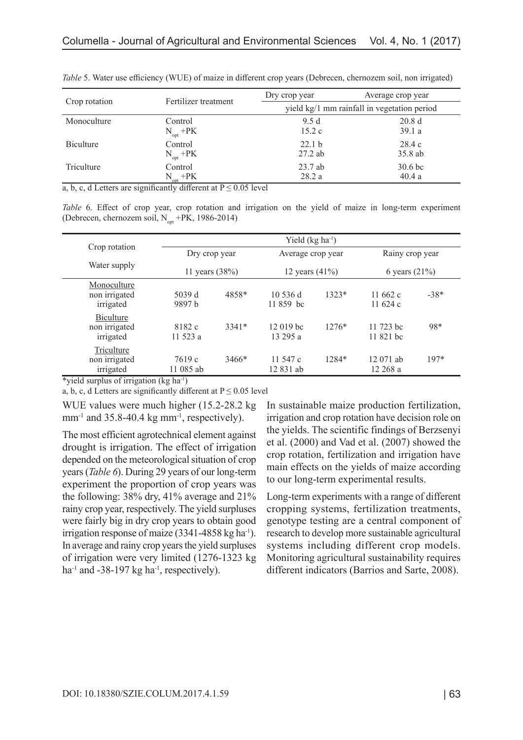*Table* 5. Water use efficiency (WUE) of maize in different crop years (Debrecen, chernozem soil, non irrigated)

| Crop rotation | Fertilizer treatment | Dry crop year | Average crop year |
|---|---|---|---|
| | | yield kg/1 mm rainfall in vegetation period | |
| Monoculture | Control | 9.5 d | 20.8 d |
| | $N_{opt}$ +PK | 15.2 c | 39.1 a |
| Biculture | Control | 22.1 b | 28.4 c |
| | $N_{opt}$ +PK | 27.2 ab | 35.8 ab |
| Triculture | Control | 23.7 ab | 30.6 bc |
| | $N_{opt}$ +PK | 28.2 a | 40.4 a |

a, b, c, d Letters are significantly different at $P \leq 0.05$ level

*Table* 6. Effect of crop year, crop rotation and irrigation on the yield of maize in long-term experiment (Debrecen, chernozem soil, $N_{opt}$ +PK, 1986-2014)

| Crop rotation | Yield (kg ha$^{-1}$) | | | | | |
|---|---|---|---|---|---|---|
| | Dry crop year | | Average crop year | | Rainy crop year | |
| Water supply | 11 years (38%) | | 12 years (41%) | | 6 years (21%) | |
| Monoculture | | | | | | |
| non irrigated | 5039 d | 4858* | 10 536 d | 1323* | 11 662 c | -38* |
| irrigated | 9897 b | | 11 859 bc | | 11 624 c | |
| Biculture | | | | | | |
| non irrigated | 8182 c | 3341* | 12 019 bc | 1276* | 11 723 bc | 98* |
| irrigated | 11 523 a | | 13 295 a | | 11 821 bc | |
| Triculture | | | | | | |
| non irrigated | 7619 c | 3466* | 11 547 c | 1284* | 12 071 ab | 197* |
| irrigated | 11 085 ab | | 12 831 ab | | 12 268 a | |

*yield surplus of irrigation (kg ha$^{-1}$)

a, b, c, d Letters are significantly different at $P \leq 0.05$ level

WUE values were much higher (15.2-28.2 kg mm$^{-1}$ and 35.8-40.4 kg mm$^{-1}$, respectively).

The most efficient agrotechnical element against drought is irrigation. The effect of irrigation depended on the meteorological situation of crop years (*Table 6*). During 29 years of our long-term experiment the proportion of crop years was the following: 38% dry, 41% average and 21% rainy crop year, respectively. The yield surpluses were fairly big in dry crop years to obtain good irrigation response of maize (3341-4858 kg ha$^{-1}$). In average and rainy crop years the yield surpluses of irrigation were very limited (1276-1323 kg ha$^{-1}$ and -38-197 kg ha$^{-1}$, respectively).

In sustainable maize production fertilization, irrigation and crop rotation have decision role on the yields. The scientific findings of Berzsenyi et al. (2000) and Vad et al. (2007) showed the crop rotation, fertilization and irrigation have main effects on the yields of maize according to our long-term experimental results.

Long-term experiments with a range of different cropping systems, fertilization treatments, genotype testing are a central component of research to develop more sustainable agricultural systems including different crop models. Monitoring agricultural sustainability requires different indicators (Barrios and Sarte, 2008).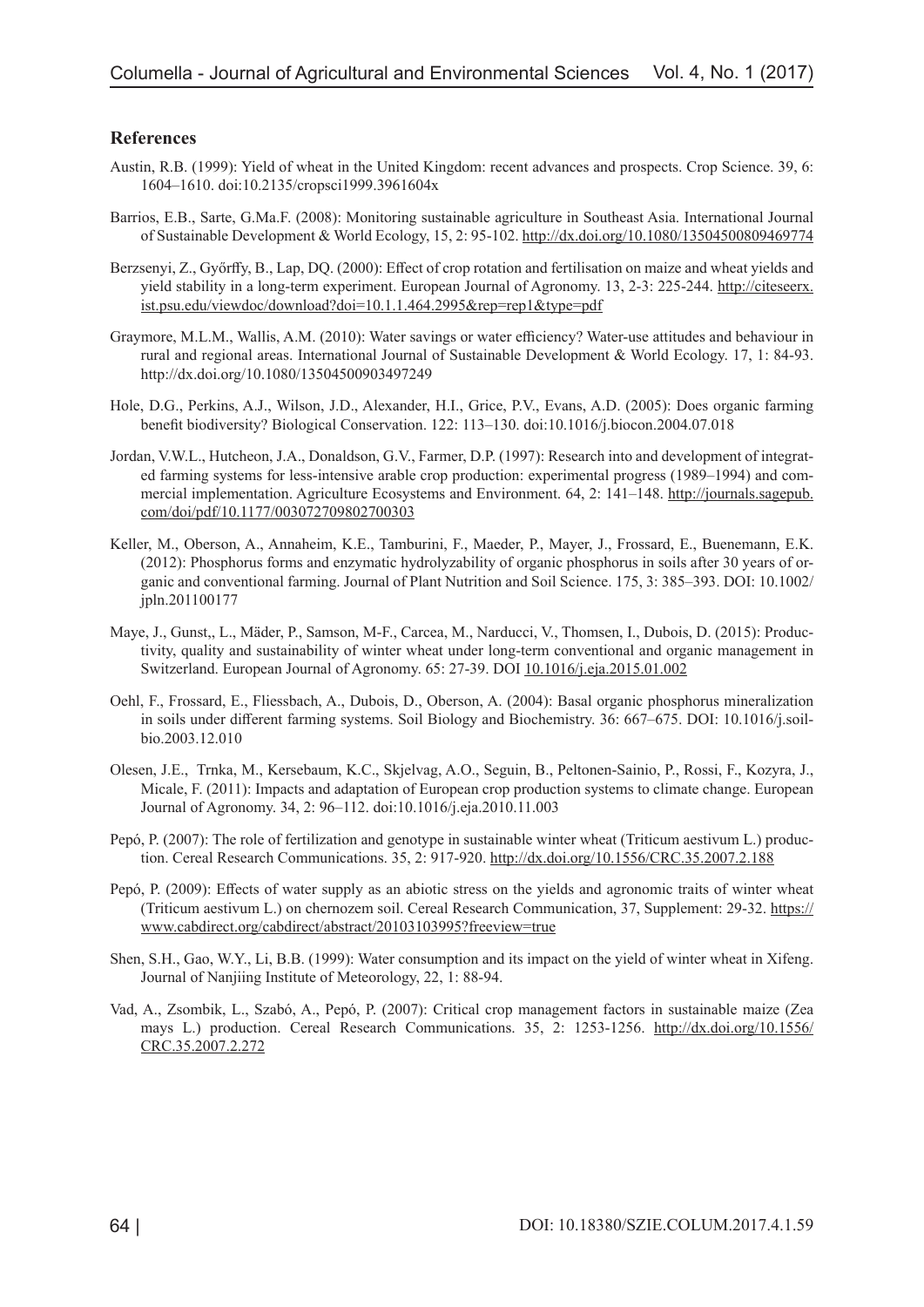## References

Austin, R.B. (1999): Yield of wheat in the United Kingdom: recent advances and prospects. Crop Science. 39, 6: 1604–1610. doi:10.2135/cropsci1999.3961604x

Barrios, E.B., Sarte, G.Ma.F. (2008): Monitoring sustainable agriculture in Southeast Asia. International Journal of Sustainable Development & World Ecology, 15, 2: 95-102. http://dx.doi.org/10.1080/13504500809469774

Berzsenyi, Z., Győrffy, B., Lap, DQ. (2000): Effect of crop rotation and fertilisation on maize and wheat yields and yield stability in a long-term experiment. European Journal of Agronomy. 13, 2-3: 225-244. http://citeseerx.ist.psu.edu/viewdoc/download?doi=10.1.1.464.2995&rep=rep1&type=pdf

Graymore, M.L.M., Wallis, A.M. (2010): Water savings or water efficiency? Water-use attitudes and behaviour in rural and regional areas. International Journal of Sustainable Development & World Ecology. 17, 1: 84-93. http://dx.doi.org/10.1080/13504500903497249

Hole, D.G., Perkins, A.J., Wilson, J.D., Alexander, H.I., Grice, P.V., Evans, A.D. (2005): Does organic farming benefit biodiversity? Biological Conservation. 122: 113–130. doi:10.1016/j.biocon.2004.07.018

Jordan, V.W.L., Hutcheon, J.A., Donaldson, G.V., Farmer, D.P. (1997): Research into and development of integrated farming systems for less-intensive arable crop production: experimental progress (1989–1994) and commercial implementation. Agriculture Ecosystems and Environment. 64, 2: 141–148. http://journals.sagepub.com/doi/pdf/10.1177/003072709802700303

Keller, M., Oberson, A., Annaheim, K.E., Tamburini, F., Maeder, P., Mayer, J., Frossard, E., Buenemann, E.K. (2012): Phosphorus forms and enzymatic hydrolyzability of organic phosphorus in soils after 30 years of organic and conventional farming. Journal of Plant Nutrition and Soil Science. 175, 3: 385–393. DOI: 10.1002/jpln.201100177

Maye, J., Gunst,, L., Mäder, P., Samson, M-F., Carcea, M., Narducci, V., Thomsen, I., Dubois, D. (2015): Productivity, quality and sustainability of winter wheat under long-term conventional and organic management in Switzerland. European Journal of Agronomy. 65: 27-39. DOI 10.1016/j.eja.2015.01.002

Oehl, F., Frossard, E., Fliessbach, A., Dubois, D., Oberson, A. (2004): Basal organic phosphorus mineralization in soils under different farming systems. Soil Biology and Biochemistry. 36: 667–675. DOI: 10.1016/j.soilbio.2003.12.010

Olesen, J.E., Trnka, M., Kersebaum, K.C., Skjelvag, A.O., Seguin, B., Peltonen-Sainio, P., Rossi, F., Kozyra, J., Micale, F. (2011): Impacts and adaptation of European crop production systems to climate change. European Journal of Agronomy. 34, 2: 96–112. doi:10.1016/j.eja.2010.11.003

Pepó, P. (2007): The role of fertilization and genotype in sustainable winter wheat (Triticum aestivum L.) production. Cereal Research Communications. 35, 2: 917-920. http://dx.doi.org/10.1556/CRC.35.2007.2.188

Pepó, P. (2009): Effects of water supply as an abiotic stress on the yields and agronomic traits of winter wheat (Triticum aestivum L.) on chernozem soil. Cereal Research Communication, 37, Supplement: 29-32. https://www.cabdirect.org/cabdirect/abstract/20103103995?freeview=true

Shen, S.H., Gao, W.Y., Li, B.B. (1999): Water consumption and its impact on the yield of winter wheat in Xifeng. Journal of Nanjiing Institute of Meteorology, 22, 1: 88-94.

Vad, A., Zsombik, L., Szabó, A., Pepó, P. (2007): Critical crop management factors in sustainable maize (Zea mays L.) production. Cereal Research Communications. 35, 2: 1253-1256. http://dx.doi.org/10.1556/CRC.35.2007.2.272